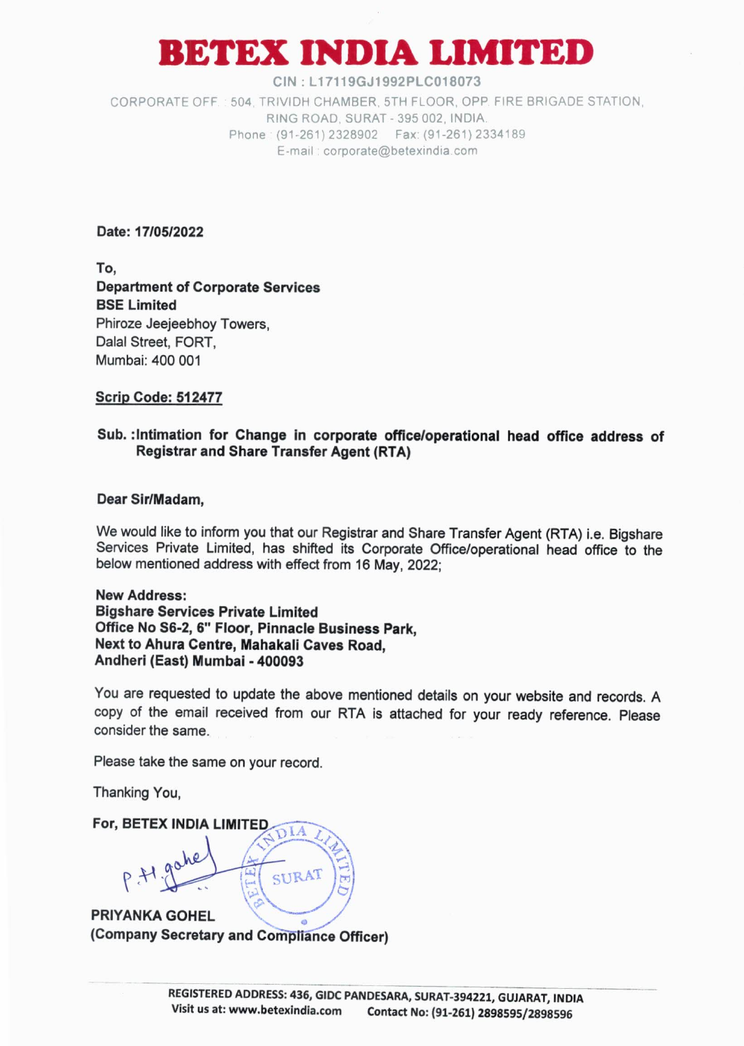# BETEX INDIA LIMITED

CIN : L17119GJ1992PLC018073

CORPORATE OFF. : 504, TRIVIDH CHAMBER, 5TH FLOOR, OPP. FIRE BRIGADE STATION, RING ROAD, SURAT - 395 002, INDIA.
Phone : (91-261) 2328902 Fax: (91-261) 2334189
E-mail : corporate@betexindia.com

**Date: 17/05/2022**

To,
**Department of Corporate Services**
**BSE Limited**
Phiroze Jeejeebhoy Towers,
Dalal Street, FORT,
Mumbai: 400 001

**Scrip Code: 512477**

**Sub. :Intimation for Change in corporate office/operational head office address of Registrar and Share Transfer Agent (RTA)**

**Dear Sir/Madam,**

We would like to inform you that our Registrar and Share Transfer Agent (RTA) i.e. Bigshare Services Private Limited, has shifted its Corporate Office/operational head office to the below mentioned address with effect from 16 May, 2022;

**New Address:**
**Bigshare Services Private Limited**
**Office No S6-2, 6" Floor, Pinnacle Business Park,**
**Next to Ahura Centre, Mahakali Caves Road,**
**Andheri (East) Mumbai - 400093**

You are requested to update the above mentioned details on your website and records. A copy of the email received from our RTA is attached for your ready reference. Please consider the same.

Please take the same on your record.

Thanking You,

**For, BETEX INDIA LIMITED**

**PRIYANKA GOHEL**
**(Company Secretary and Compliance Officer)**

REGISTERED ADDRESS: 436, GIDC PANDESARA, SURAT-394221, GUJARAT, INDIA
Visit us at: www.betexindia.com Contact No: (91-261) 2898595/2898596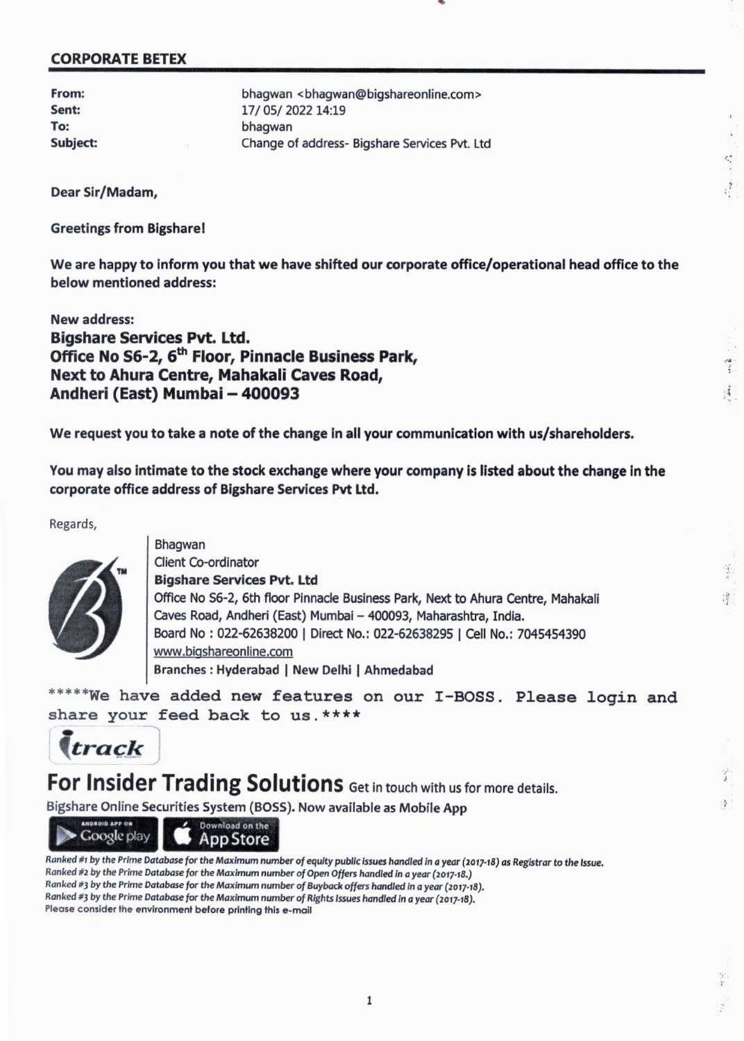**CORPORATE BETEX**

| | |
|---|---|
| **From:** | bhagwan <bhagwan@bigshareonline.com> |
| **Sent:** | 17/ 05/ 2022 14:19 |
| **To:** | bhagwan |
| **Subject:** | Change of address- Bigshare Services Pvt. Ltd |

**Dear Sir/Madam,**

**Greetings from Bigshare!**

**We are happy to inform you that we have shifted our corporate office/operational head office to the below mentioned address:**

**New address:**
**Bigshare Services Pvt. Ltd.**
**Office No S6-2, 6th Floor, Pinnacle Business Park,**
**Next to Ahura Centre, Mahakali Caves Road,**
**Andheri (East) Mumbai – 400093**

**We request you to take a note of the change in all your communication with us/shareholders.**

**You may also intimate to the stock exchange where your company is listed about the change in the corporate office address of Bigshare Services Pvt Ltd.**

Regards,

Bhagwan
Client Co-ordinator
**Bigshare Services Pvt. Ltd**
Office No S6-2, 6th floor Pinnacle Business Park, Next to Ahura Centre, Mahakali Caves Road, Andheri (East) Mumbai – 400093, Maharashtra, India.
Board No : 022-62638200 | Direct No.: 022-62638295 | Cell No.: 7045454390
www.bigshareonline.com
**Branches : Hyderabad | New Delhi | Ahmedabad**

*****We have added new features on our I-BOSS. Please login and share your feed back to us.****

**For Insider Trading Solutions** Get in touch with us for more details.

Bigshare Online Securities System (BOSS). Now available as Mobile App

*Ranked #1 by the Prime Database for the Maximum number of equity public issues handled in a year (2017-18) as Registrar to the Issue.*
*Ranked #2 by the Prime Database for the Maximum number of Open Offers handled in a year (2017-18.)*
*Ranked #3 by the Prime Database for the Maximum number of Buyback offers handled in a year (2017-18).*
*Ranked #3 by the Prime Database for the Maximum number of Rights Issues handled in a year (2017-18).*
Please consider the environment before printing this e-mail